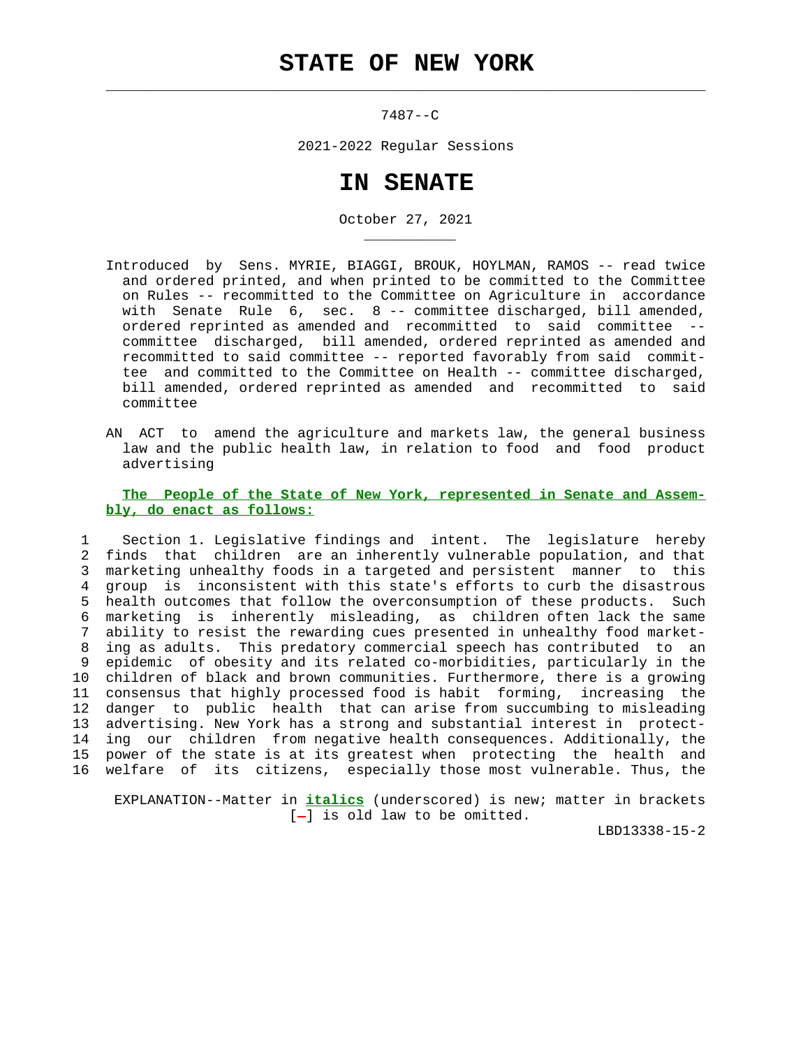# STATE OF NEW YORK

7487--C

2021-2022 Regular Sessions

# IN SENATE

October 27, 2021

Introduced by Sens. MYRIE, BIAGGI, BROUK, HOYLMAN, RAMOS -- read twice and ordered printed, and when printed to be committed to the Committee on Rules -- recommitted to the Committee on Agriculture in accordance with Senate Rule 6, sec. 8 -- committee discharged, bill amended, ordered reprinted as amended and recommitted to said committee -- committee discharged, bill amended, ordered reprinted as amended and recommitted to said committee -- reported favorably from said committee and committed to the Committee on Health -- committee discharged, bill amended, ordered reprinted as amended and recommitted to said committee

AN ACT to amend the agriculture and markets law, the general business law and the public health law, in relation to food and food product advertising

**The People of the State of New York, represented in Senate and Assembly, do enact as follows:**

1 Section 1. Legislative findings and intent. The legislature hereby
2 finds that children are an inherently vulnerable population, and that
3 marketing unhealthy foods in a targeted and persistent manner to this
4 group is inconsistent with this state's efforts to curb the disastrous
5 health outcomes that follow the overconsumption of these products. Such
6 marketing is inherently misleading, as children often lack the same
7 ability to resist the rewarding cues presented in unhealthy food market-
8 ing as adults. This predatory commercial speech has contributed to an
9 epidemic of obesity and its related co-morbidities, particularly in the
10 children of black and brown communities. Furthermore, there is a growing
11 consensus that highly processed food is habit forming, increasing the
12 danger to public health that can arise from succumbing to misleading
13 advertising. New York has a strong and substantial interest in protect-
14 ing our children from negative health consequences. Additionally, the
15 power of the state is at its greatest when protecting the health and
16 welfare of its citizens, especially those most vulnerable. Thus, the

EXPLANATION--Matter in ***italics*** (underscored) is new; matter in brackets [-] is old law to be omitted.

LBD13338-15-2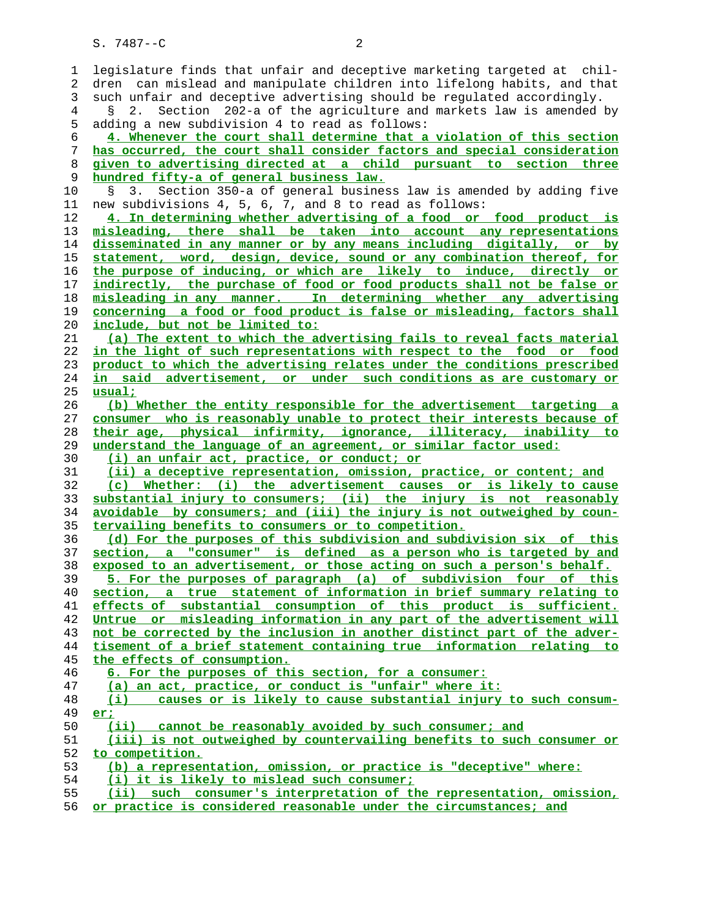legislature finds that unfair and deceptive marketing targeted at children can mislead and manipulate children into lifelong habits, and that such unfair and deceptive advertising should be regulated accordingly.

§ 2. Section 202-a of the agriculture and markets law is amended by adding a new subdivision 4 to read as follows:

4. Whenever the court shall determine that a violation of this section has occurred, the court shall consider factors and special consideration given to advertising directed at a child pursuant to section three hundred fifty-a of general business law.

§ 3. Section 350-a of general business law is amended by adding five new subdivisions 4, 5, 6, 7, and 8 to read as follows:

4. In determining whether advertising of a food or food product is misleading, there shall be taken into account any representations disseminated in any manner or by any means including digitally, or by statement, word, design, device, sound or any combination thereof, for the purpose of inducing, or which are likely to induce, directly or indirectly, the purchase of food or food products shall not be false or misleading in any manner. In determining whether any advertising concerning a food or food product is false or misleading, factors shall include, but not be limited to:

(a) The extent to which the advertising fails to reveal facts material in the light of such representations with respect to the food or food product to which the advertising relates under the conditions prescribed in said advertisement, or under such conditions as are customary or usual;

(b) Whether the entity responsible for the advertisement targeting a consumer who is reasonably unable to protect their interests because of their age, physical infirmity, ignorance, illiteracy, inability to understand the language of an agreement, or similar factor used:

(i) an unfair act, practice, or conduct; or

(ii) a deceptive representation, omission, practice, or content; and

(c) Whether: (i) the advertisement causes or is likely to cause substantial injury to consumers; (ii) the injury is not reasonably avoidable by consumers; and (iii) the injury is not outweighed by countervailing benefits to consumers or to competition.

(d) For the purposes of this subdivision and subdivision six of this section, a "consumer" is defined as a person who is targeted by and exposed to an advertisement, or those acting on such a person's behalf.

5. For the purposes of paragraph (a) of subdivision four of this section, a true statement of information in brief summary relating to effects of substantial consumption of this product is sufficient. Untrue or misleading information in any part of the advertisement will not be corrected by the inclusion in another distinct part of the advertisement of a brief statement containing true information relating to the effects of consumption.

6. For the purposes of this section, for a consumer:

(a) an act, practice, or conduct is "unfair" where it:

(i) causes or is likely to cause substantial injury to such consumer;

(ii) cannot be reasonably avoided by such consumer; and

(iii) is not outweighed by countervailing benefits to such consumer or to competition.

(b) a representation, omission, or practice is "deceptive" where:

(i) it is likely to mislead such consumer;

(ii) such consumer's interpretation of the representation, omission, or practice is considered reasonable under the circumstances; and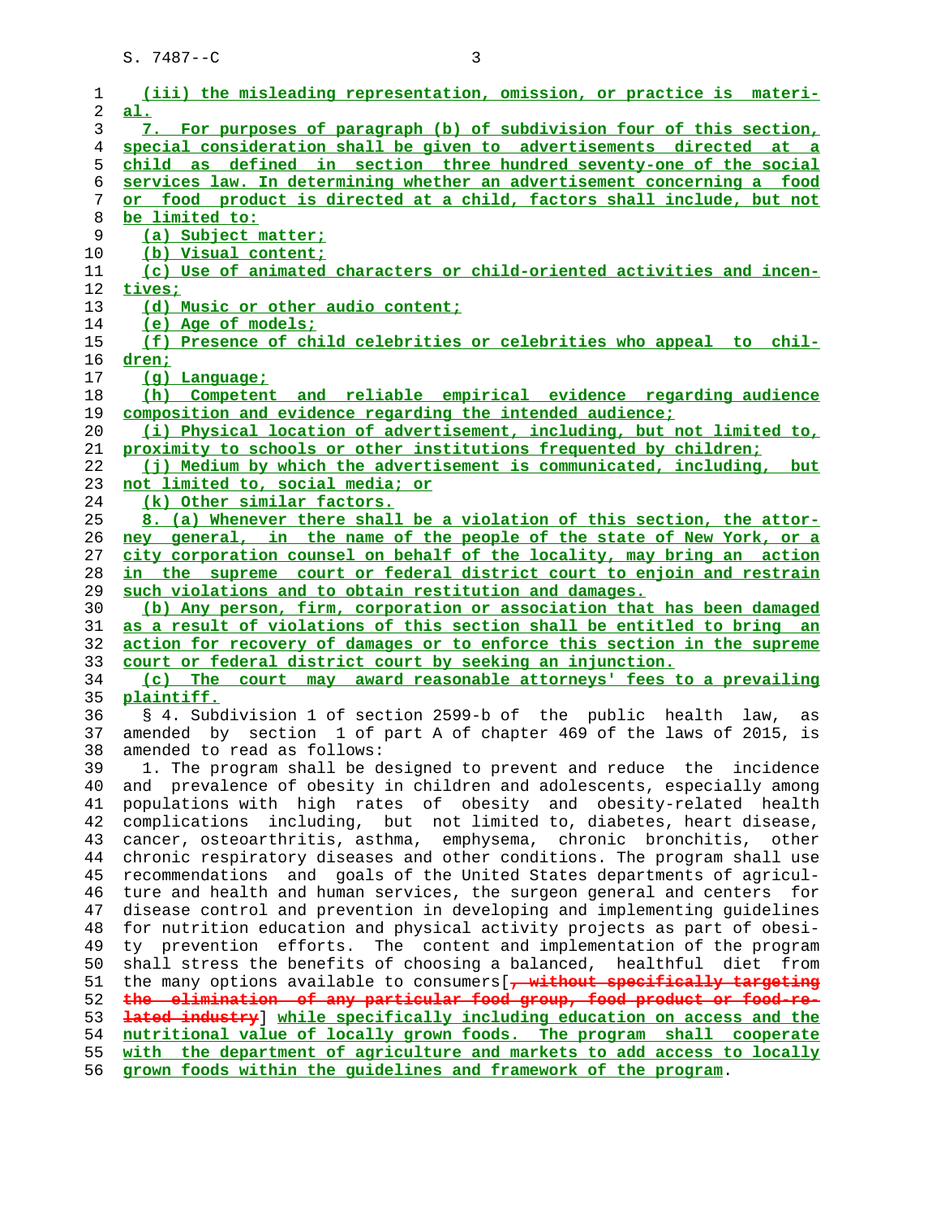(iii) the misleading representation, omission, or practice is material.

7. For purposes of paragraph (b) of subdivision four of this section, special consideration shall be given to advertisements directed at a child as defined in section three hundred seventy-one of the social services law. In determining whether an advertisement concerning a food or food product is directed at a child, factors shall include, but not be limited to:

(a) Subject matter;

(b) Visual content;

(c) Use of animated characters or child-oriented activities and incentives;

(d) Music or other audio content;

(e) Age of models;

(f) Presence of child celebrities or celebrities who appeal to children;

(g) Language;

(h) Competent and reliable empirical evidence regarding audience composition and evidence regarding the intended audience;

(i) Physical location of advertisement, including, but not limited to, proximity to schools or other institutions frequented by children;

(j) Medium by which the advertisement is communicated, including, but not limited to, social media; or

(k) Other similar factors.

8. (a) Whenever there shall be a violation of this section, the attorney general, in the name of the people of the state of New York, or a city corporation counsel on behalf of the locality, may bring an action in the supreme court or federal district court to enjoin and restrain such violations and to obtain restitution and damages.

(b) Any person, firm, corporation or association that has been damaged as a result of violations of this section shall be entitled to bring an action for recovery of damages or to enforce this section in the supreme court or federal district court by seeking an injunction.

(c) The court may award reasonable attorneys' fees to a prevailing plaintiff.

§ 4. Subdivision 1 of section 2599-b of the public health law, as amended by section 1 of part A of chapter 469 of the laws of 2015, is amended to read as follows:

1. The program shall be designed to prevent and reduce the incidence and prevalence of obesity in children and adolescents, especially among populations with high rates of obesity and obesity-related health complications including, but not limited to, diabetes, heart disease, cancer, osteoarthritis, asthma, emphysema, chronic bronchitis, other chronic respiratory diseases and other conditions. The program shall use recommendations and goals of the United States departments of agriculture and health and human services, the surgeon general and centers for disease control and prevention in developing and implementing guidelines for nutrition education and physical activity projects as part of obesity prevention efforts. The content and implementation of the program shall stress the benefits of choosing a balanced, healthful diet from the many options available to consumers[, without specifically targeting the elimination of any particular food group, food product or food-related industry] while specifically including education on access and the nutritional value of locally grown foods. The program shall cooperate with the department of agriculture and markets to add access to locally grown foods within the guidelines and framework of the program.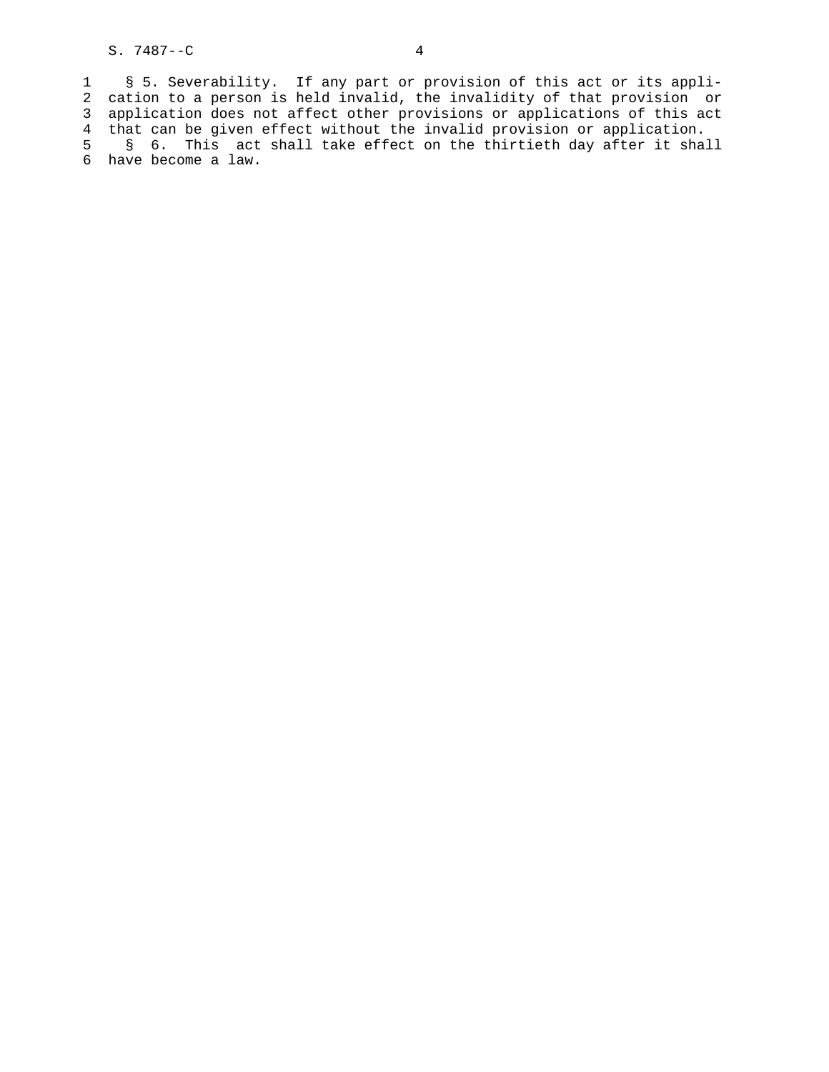§ 5. Severability. If any part or provision of this act or its application to a person is held invalid, the invalidity of that provision or application does not affect other provisions or applications of this act that can be given effect without the invalid provision or application.

§ 6. This act shall take effect on the thirtieth day after it shall have become a law.